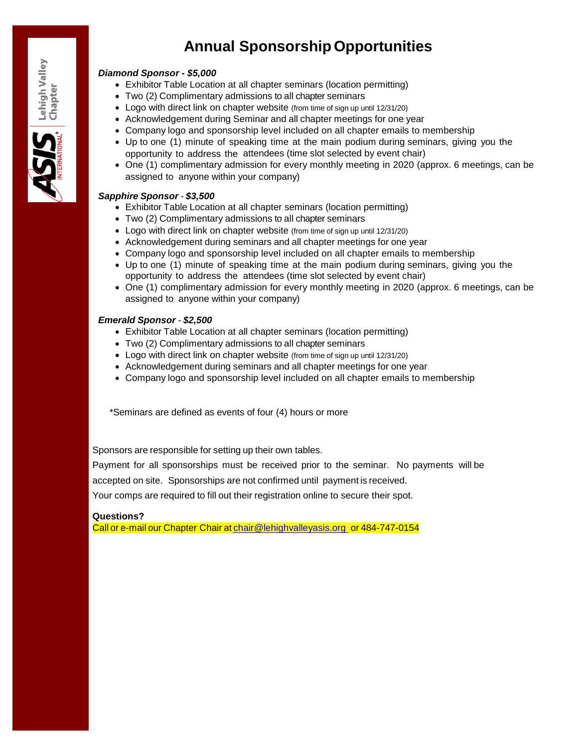# Annual Sponsorship Opportunities

***Diamond Sponsor - $5,000***

- Exhibitor Table Location at all chapter seminars (location permitting)
- Two (2) Complimentary admissions to all chapter seminars
- Logo with direct link on chapter website (from time of sign up until 12/31/20)
- Acknowledgement during Seminar and all chapter meetings for one year
- Company logo and sponsorship level included on all chapter emails to membership
- Up to one (1) minute of speaking time at the main podium during seminars, giving you the opportunity to address the attendees (time slot selected by event chair)
- One (1) complimentary admission for every monthly meeting in 2020 (approx. 6 meetings, can be assigned to anyone within your company)

***Sapphire Sponsor - $3,500***

- Exhibitor Table Location at all chapter seminars (location permitting)
- Two (2) Complimentary admissions to all chapter seminars
- Logo with direct link on chapter website (from time of sign up until 12/31/20)
- Acknowledgement during seminars and all chapter meetings for one year
- Company logo and sponsorship level included on all chapter emails to membership
- Up to one (1) minute of speaking time at the main podium during seminars, giving you the opportunity to address the attendees (time slot selected by event chair)
- One (1) complimentary admission for every monthly meeting in 2020 (approx. 6 meetings, can be assigned to anyone within your company)

***Emerald Sponsor - $2,500***

- Exhibitor Table Location at all chapter seminars (location permitting)
- Two (2) Complimentary admissions to all chapter seminars
- Logo with direct link on chapter website (from time of sign up until 12/31/20)
- Acknowledgement during seminars and all chapter meetings for one year
- Company logo and sponsorship level included on all chapter emails to membership

*Seminars are defined as events of four (4) hours or more

Sponsors are responsible for setting up their own tables.

Payment for all sponsorships must be received prior to the seminar. No payments will be accepted on site. Sponsorships are not confirmed until payment is received.

Your comps are required to fill out their registration online to secure their spot.

**Questions?**

Call or e-mail our Chapter Chair at chair@lehighvalleyasis.org or 484-747-0154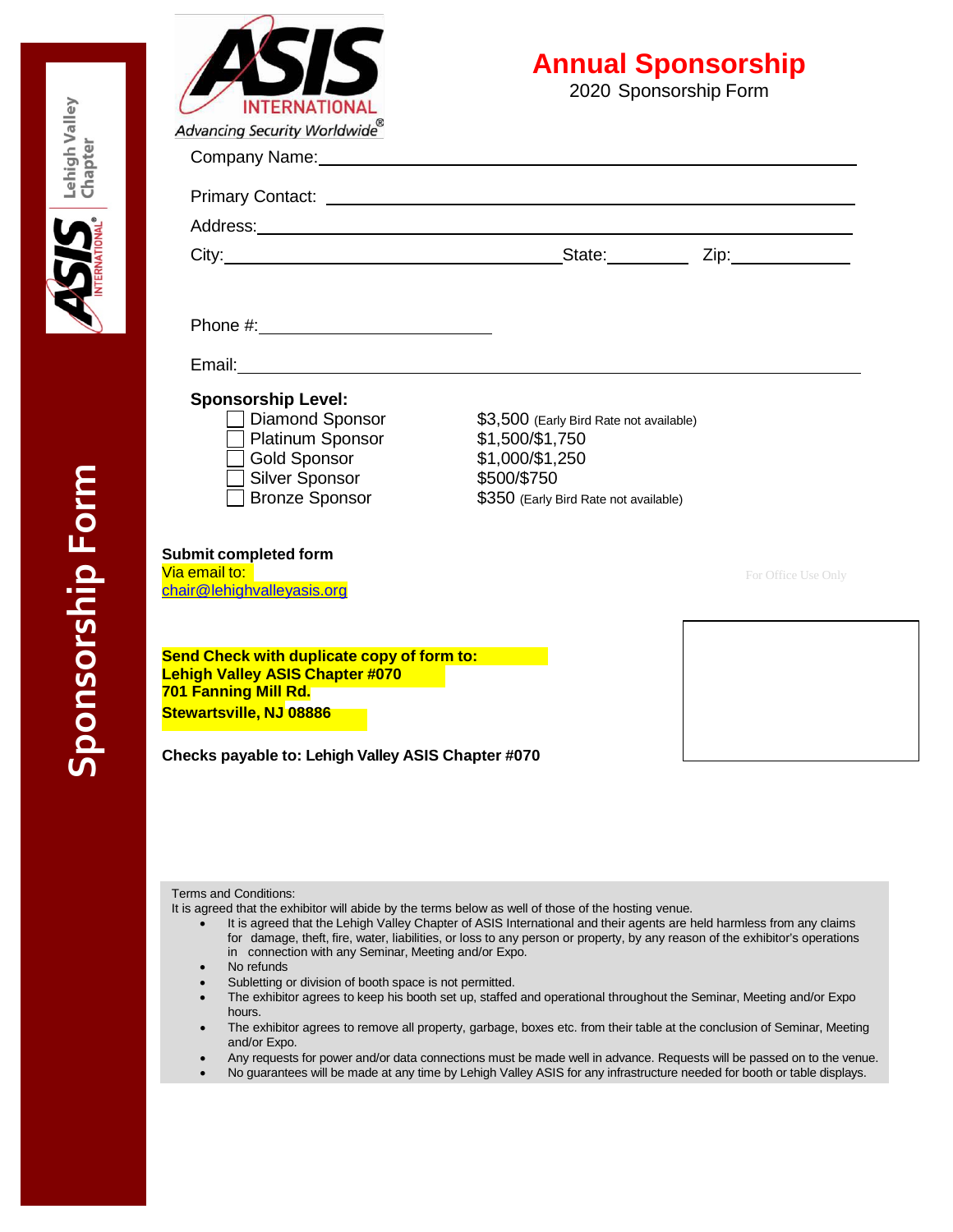Lehigh Valley Chapter

# Annual Sponsorship

2020 Sponsorship Form

Company Name: ______________________________

Primary Contact: ______________________________

Address: ______________________________

City: ______________________ State: ________ Zip: __________

Phone #: ______________________

Email: ______________________________

**Sponsorship Level:**

| | |
|---|---|
| ☐ Diamond Sponsor | $3,500 (Early Bird Rate not available) |
| ☐ Platinum Sponsor | $1,500/$1,750 |
| ☐ Gold Sponsor | $1,000/$1,250 |
| ☐ Silver Sponsor | $500/$750 |
| ☐ Bronze Sponsor | $350 (Early Bird Rate not available) |

**Submit completed form**

Via email to:
chair@lehighvalleyasis.org

For Office Use Only

**Send Check with duplicate copy of form to:**
**Lehigh Valley ASIS Chapter #070**
**701 Fanning Mill Rd.**
**Stewartsville, NJ 08886**

**Checks payable to: Lehigh Valley ASIS Chapter #070**

Terms and Conditions:
It is agreed that the exhibitor will abide by the terms below as well of those of the hosting venue.

- It is agreed that the Lehigh Valley Chapter of ASIS International and their agents are held harmless from any claims for damage, theft, fire, water, liabilities, or loss to any person or property, by any reason of the exhibitor's operations in connection with any Seminar, Meeting and/or Expo.
- No refunds
- Subletting or division of booth space is not permitted.
- The exhibitor agrees to keep his booth set up, staffed and operational throughout the Seminar, Meeting and/or Expo hours.
- The exhibitor agrees to remove all property, garbage, boxes etc. from their table at the conclusion of Seminar, Meeting and/or Expo.
- Any requests for power and/or data connections must be made well in advance. Requests will be passed on to the venue.
- No guarantees will be made at any time by Lehigh Valley ASIS for any infrastructure needed for booth or table displays.

Sponsorship Form